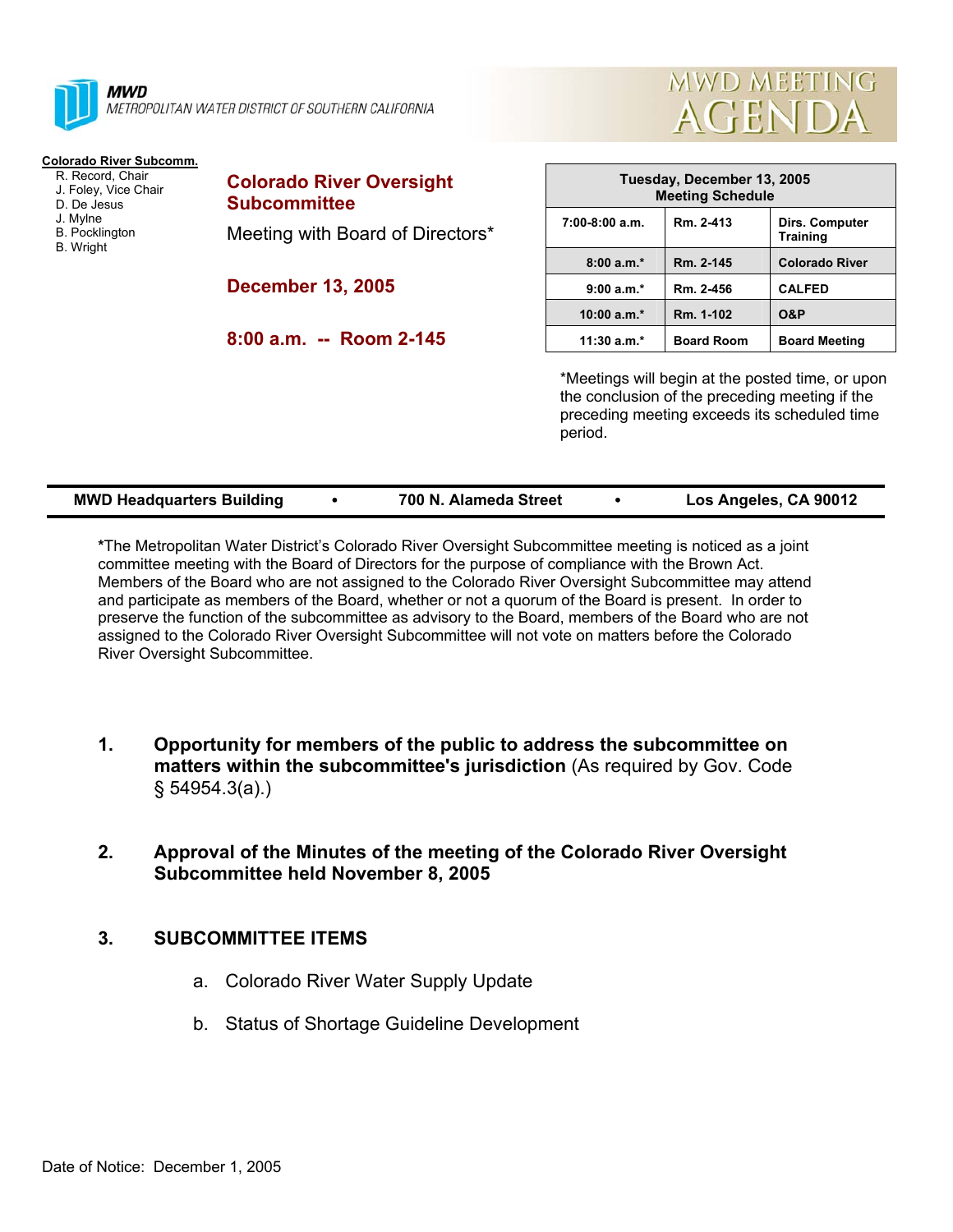**MWD**
METROPOLITAN WATER DISTRICT OF SOUTHERN CALIFORNIA

# MWD MEETING AGENDA

**Colorado River Subcomm.**
- R. Record, Chair
- J. Foley, Vice Chair
- D. De Jesus
- J. Mylne
- B. Pocklington
- B. Wright

## Colorado River Oversight Subcommittee

Meeting with Board of Directors*

**December 13, 2005**

**8:00 a.m. -- Room 2-145**

| Tuesday, December 13, 2005 Meeting Schedule | | |
|---|---|---|
| 7:00-8:00 a.m. | Rm. 2-413 | Dirs. Computer Training |
| 8:00 a.m.* | Rm. 2-145 | Colorado River |
| 9:00 a.m.* | Rm. 2-456 | CALFED |
| 10:00 a.m.* | Rm. 1-102 | O&P |
| 11:30 a.m.* | Board Room | Board Meeting |

*Meetings will begin at the posted time, or upon the conclusion of the preceding meeting if the preceding meeting exceeds its scheduled time period.

**MWD Headquarters Building • 700 N. Alameda Street • Los Angeles, CA 90012**

**\***The Metropolitan Water District's Colorado River Oversight Subcommittee meeting is noticed as a joint committee meeting with the Board of Directors for the purpose of compliance with the Brown Act. Members of the Board who are not assigned to the Colorado River Oversight Subcommittee may attend and participate as members of the Board, whether or not a quorum of the Board is present. In order to preserve the function of the subcommittee as advisory to the Board, members of the Board who are not assigned to the Colorado River Oversight Subcommittee will not vote on matters before the Colorado River Oversight Subcommittee.

1. **Opportunity for members of the public to address the subcommittee on matters within the subcommittee's jurisdiction** (As required by Gov. Code § 54954.3(a).)

2. **Approval of the Minutes of the meeting of the Colorado River Oversight Subcommittee held November 8, 2005**

3. **SUBCOMMITTEE ITEMS**

   a. Colorado River Water Supply Update

   b. Status of Shortage Guideline Development

Date of Notice: December 1, 2005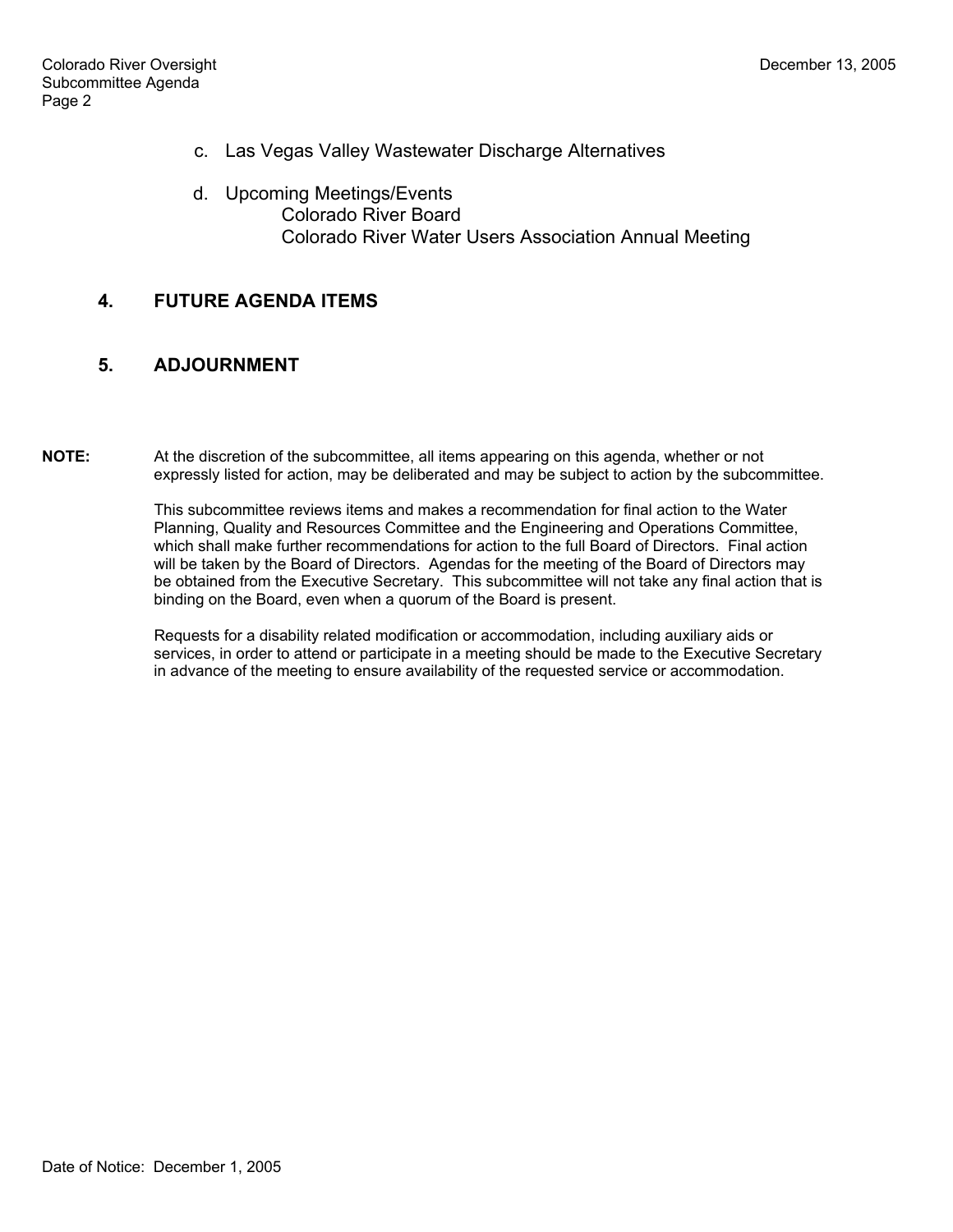c. Las Vegas Valley Wastewater Discharge Alternatives

d. Upcoming Meetings/Events
   Colorado River Board
   Colorado River Water Users Association Annual Meeting

**4. FUTURE AGENDA ITEMS**

**5. ADJOURNMENT**

**NOTE:** At the discretion of the subcommittee, all items appearing on this agenda, whether or not expressly listed for action, may be deliberated and may be subject to action by the subcommittee.

This subcommittee reviews items and makes a recommendation for final action to the Water Planning, Quality and Resources Committee and the Engineering and Operations Committee, which shall make further recommendations for action to the full Board of Directors. Final action will be taken by the Board of Directors. Agendas for the meeting of the Board of Directors may be obtained from the Executive Secretary. This subcommittee will not take any final action that is binding on the Board, even when a quorum of the Board is present.

Requests for a disability related modification or accommodation, including auxiliary aids or services, in order to attend or participate in a meeting should be made to the Executive Secretary in advance of the meeting to ensure availability of the requested service or accommodation.

Date of Notice: December 1, 2005